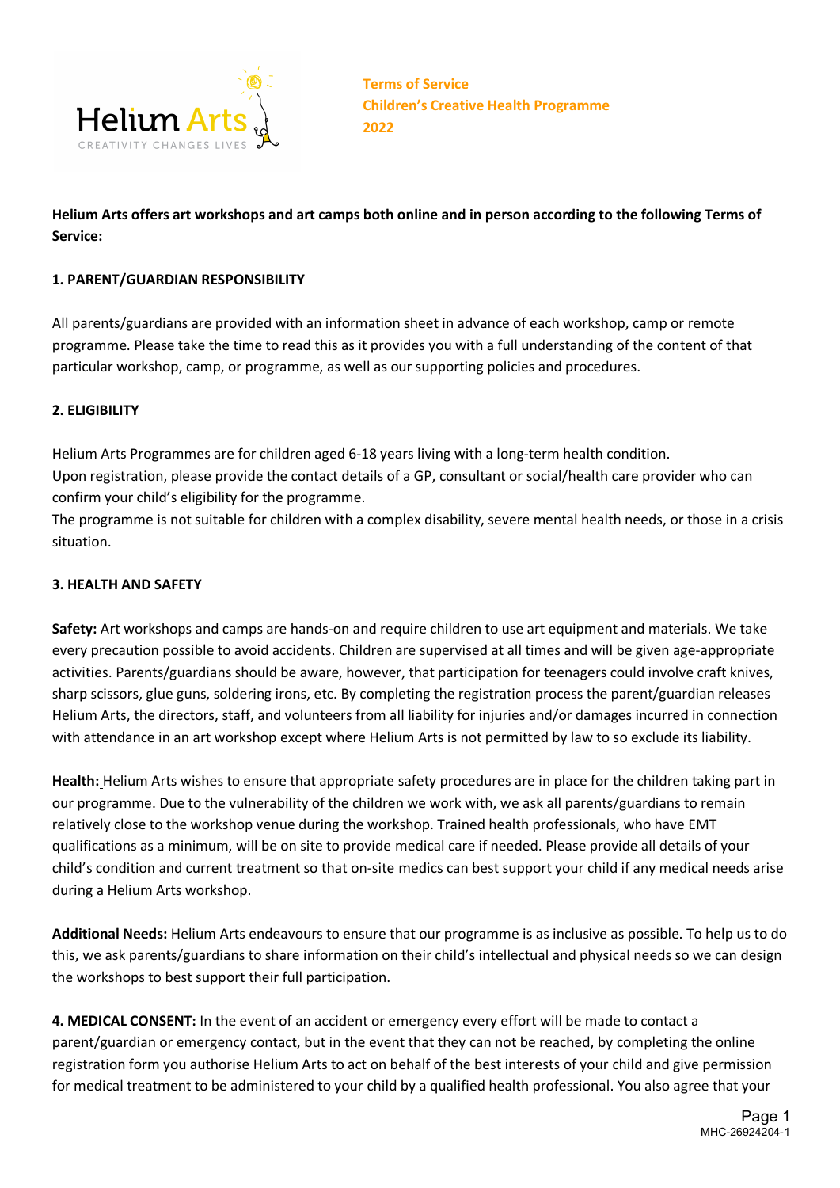Helium Arts
CREATIVITY CHANGES LIVES

**Terms of Service**
**Children's Creative Health Programme**
**2022**

**Helium Arts offers art workshops and art camps both online and in person according to the following Terms of Service:**

## 1. PARENT/GUARDIAN RESPONSIBILITY

All parents/guardians are provided with an information sheet in advance of each workshop, camp or remote programme. Please take the time to read this as it provides you with a full understanding of the content of that particular workshop, camp, or programme, as well as our supporting policies and procedures.

## 2. ELIGIBILITY

Helium Arts Programmes are for children aged 6-18 years living with a long-term health condition.
Upon registration, please provide the contact details of a GP, consultant or social/health care provider who can confirm your child's eligibility for the programme.
The programme is not suitable for children with a complex disability, severe mental health needs, or those in a crisis situation.

## 3. HEALTH AND SAFETY

**Safety:** Art workshops and camps are hands-on and require children to use art equipment and materials. We take every precaution possible to avoid accidents. Children are supervised at all times and will be given age-appropriate activities. Parents/guardians should be aware, however, that participation for teenagers could involve craft knives, sharp scissors, glue guns, soldering irons, etc. By completing the registration process the parent/guardian releases Helium Arts, the directors, staff, and volunteers from all liability for injuries and/or damages incurred in connection with attendance in an art workshop except where Helium Arts is not permitted by law to so exclude its liability.

**Health:** Helium Arts wishes to ensure that appropriate safety procedures are in place for the children taking part in our programme. Due to the vulnerability of the children we work with, we ask all parents/guardians to remain relatively close to the workshop venue during the workshop. Trained health professionals, who have EMT qualifications as a minimum, will be on site to provide medical care if needed. Please provide all details of your child's condition and current treatment so that on-site medics can best support your child if any medical needs arise during a Helium Arts workshop.

**Additional Needs:** Helium Arts endeavours to ensure that our programme is as inclusive as possible. To help us to do this, we ask parents/guardians to share information on their child's intellectual and physical needs so we can design the workshops to best support their full participation.

**4. MEDICAL CONSENT:** In the event of an accident or emergency every effort will be made to contact a parent/guardian or emergency contact, but in the event that they can not be reached, by completing the online registration form you authorise Helium Arts to act on behalf of the best interests of your child and give permission for medical treatment to be administered to your child by a qualified health professional. You also agree that your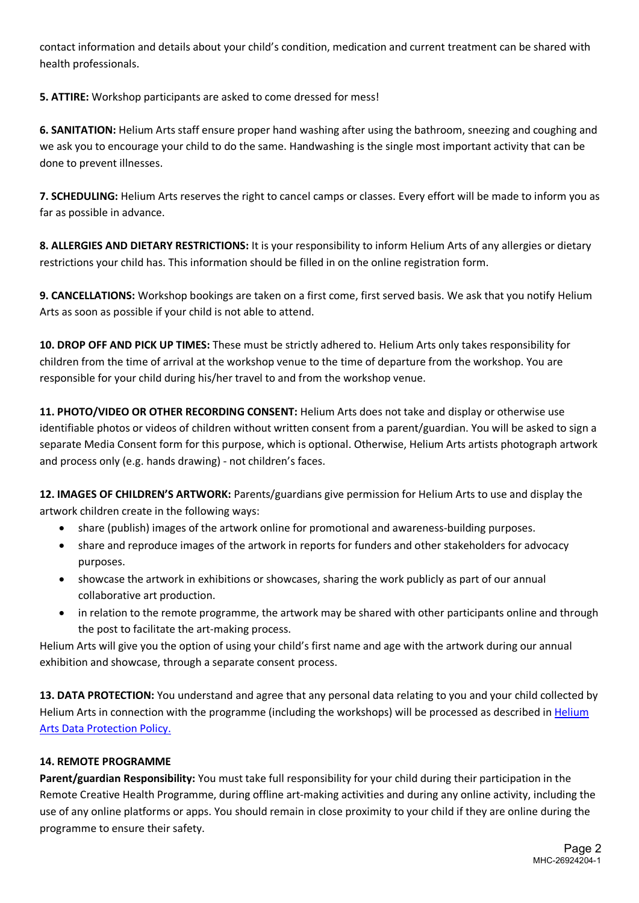contact information and details about your child's condition, medication and current treatment can be shared with health professionals.

**5. ATTIRE:** Workshop participants are asked to come dressed for mess!

**6. SANITATION:** Helium Arts staff ensure proper hand washing after using the bathroom, sneezing and coughing and we ask you to encourage your child to do the same. Handwashing is the single most important activity that can be done to prevent illnesses.

**7. SCHEDULING:** Helium Arts reserves the right to cancel camps or classes. Every effort will be made to inform you as far as possible in advance.

**8. ALLERGIES AND DIETARY RESTRICTIONS:** It is your responsibility to inform Helium Arts of any allergies or dietary restrictions your child has. This information should be filled in on the online registration form.

**9. CANCELLATIONS:** Workshop bookings are taken on a first come, first served basis. We ask that you notify Helium Arts as soon as possible if your child is not able to attend.

**10. DROP OFF AND PICK UP TIMES:** These must be strictly adhered to. Helium Arts only takes responsibility for children from the time of arrival at the workshop venue to the time of departure from the workshop. You are responsible for your child during his/her travel to and from the workshop venue.

**11. PHOTO/VIDEO OR OTHER RECORDING CONSENT:** Helium Arts does not take and display or otherwise use identifiable photos or videos of children without written consent from a parent/guardian. You will be asked to sign a separate Media Consent form for this purpose, which is optional. Otherwise, Helium Arts artists photograph artwork and process only (e.g. hands drawing) - not children's faces.

**12. IMAGES OF CHILDREN'S ARTWORK:** Parents/guardians give permission for Helium Arts to use and display the artwork children create in the following ways:

- share (publish) images of the artwork online for promotional and awareness-building purposes.
- share and reproduce images of the artwork in reports for funders and other stakeholders for advocacy purposes.
- showcase the artwork in exhibitions or showcases, sharing the work publicly as part of our annual collaborative art production.
- in relation to the remote programme, the artwork may be shared with other participants online and through the post to facilitate the art-making process.

Helium Arts will give you the option of using your child's first name and age with the artwork during our annual exhibition and showcase, through a separate consent process.

**13. DATA PROTECTION:** You understand and agree that any personal data relating to you and your child collected by Helium Arts in connection with the programme (including the workshops) will be processed as described in [Helium Arts Data Protection Policy.]

**14. REMOTE PROGRAMME**

**Parent/guardian Responsibility:** You must take full responsibility for your child during their participation in the Remote Creative Health Programme, during offline art-making activities and during any online activity, including the use of any online platforms or apps. You should remain in close proximity to your child if they are online during the programme to ensure their safety.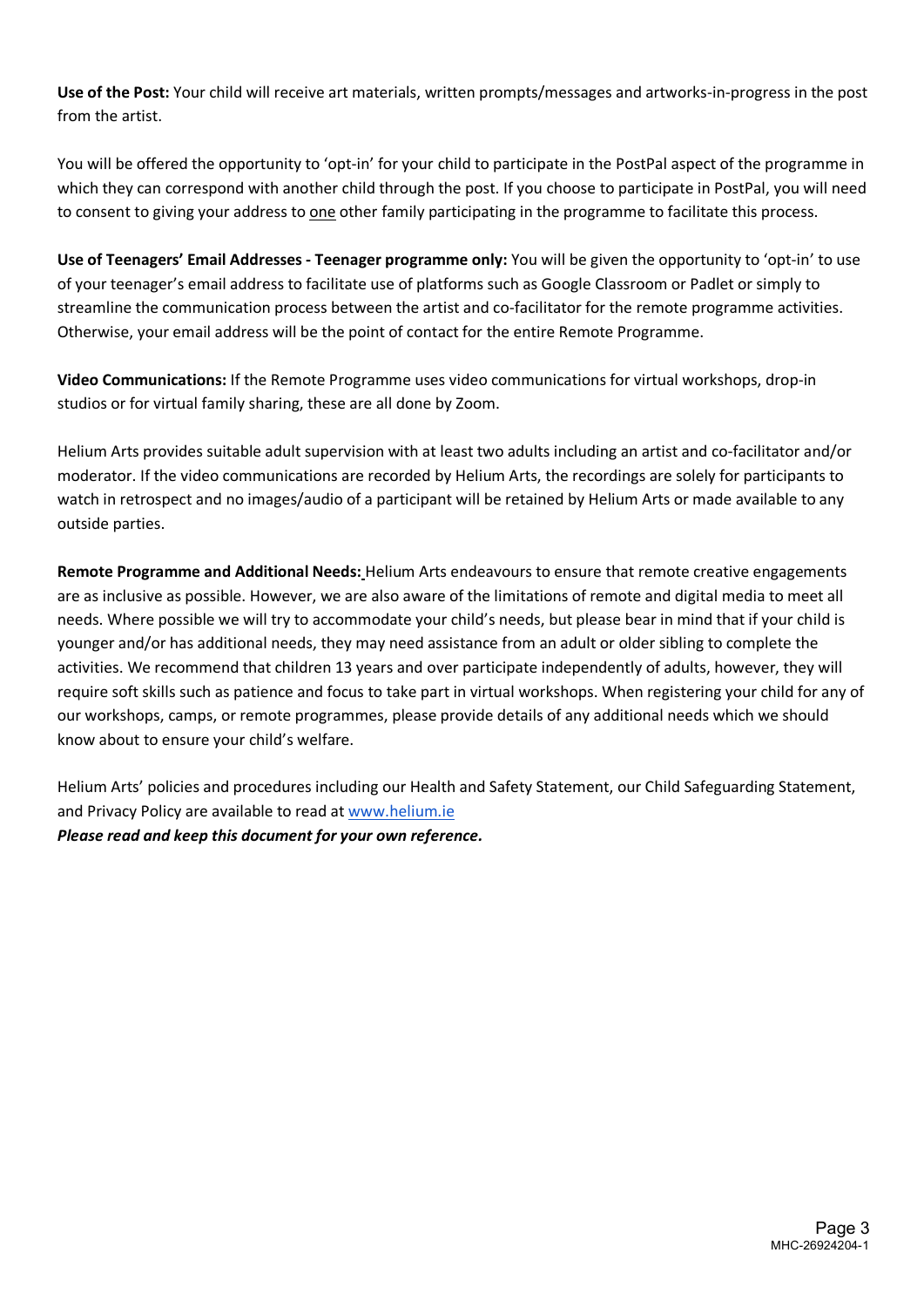**Use of the Post:** Your child will receive art materials, written prompts/messages and artworks-in-progress in the post from the artist.

You will be offered the opportunity to 'opt-in' for your child to participate in the PostPal aspect of the programme in which they can correspond with another child through the post. If you choose to participate in PostPal, you will need to consent to giving your address to one other family participating in the programme to facilitate this process.

**Use of Teenagers' Email Addresses - Teenager programme only:** You will be given the opportunity to 'opt-in' to use of your teenager's email address to facilitate use of platforms such as Google Classroom or Padlet or simply to streamline the communication process between the artist and co-facilitator for the remote programme activities. Otherwise, your email address will be the point of contact for the entire Remote Programme.

**Video Communications:** If the Remote Programme uses video communications for virtual workshops, drop-in studios or for virtual family sharing, these are all done by Zoom.

Helium Arts provides suitable adult supervision with at least two adults including an artist and co-facilitator and/or moderator. If the video communications are recorded by Helium Arts, the recordings are solely for participants to watch in retrospect and no images/audio of a participant will be retained by Helium Arts or made available to any outside parties.

**Remote Programme and Additional Needs:** Helium Arts endeavours to ensure that remote creative engagements are as inclusive as possible. However, we are also aware of the limitations of remote and digital media to meet all needs. Where possible we will try to accommodate your child's needs, but please bear in mind that if your child is younger and/or has additional needs, they may need assistance from an adult or older sibling to complete the activities. We recommend that children 13 years and over participate independently of adults, however, they will require soft skills such as patience and focus to take part in virtual workshops. When registering your child for any of our workshops, camps, or remote programmes, please provide details of any additional needs which we should know about to ensure your child's welfare.

Helium Arts' policies and procedures including our Health and Safety Statement, our Child Safeguarding Statement, and Privacy Policy are available to read at www.helium.ie
***Please read and keep this document for your own reference.***

MHC-26924204-1